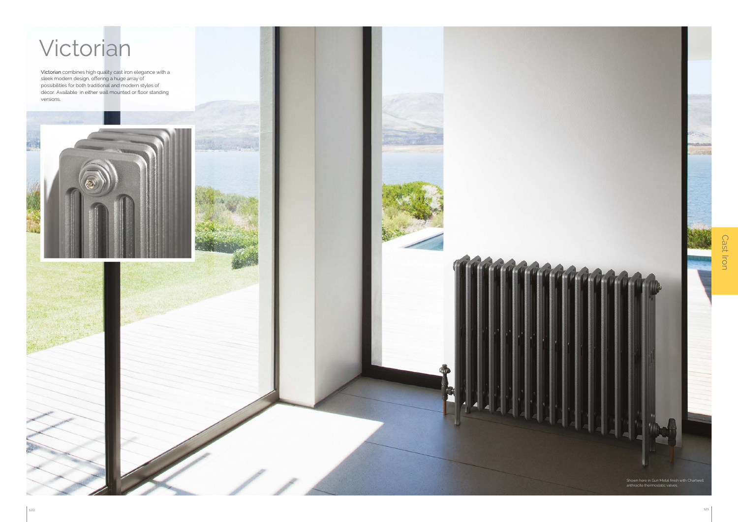# Victorian

**Victorian** combines high quality cast iron elegance with a sleek modern design, offering a huge array of possibilities for both traditional and modern styles of décor. Available in either wall mounted or floor standing versions.

Shown here in Gun Metal finish with Chartwell anthracite thermostatic valves.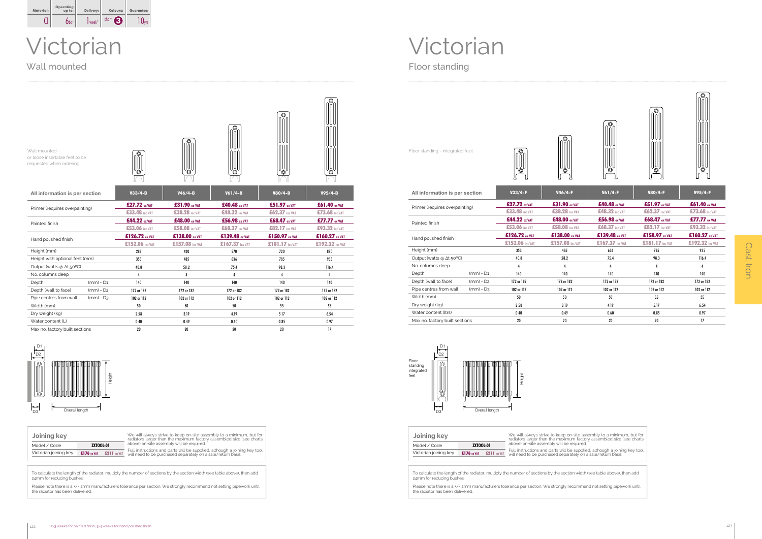| Material: | Operating up to: | Delivery: | Colours: | Guarantee: |
|---|---|---|---|---|
| CI | 6bar | 1week* | chart 3 | 10yrs |

# Victorian

## Wall mounted

Wall mounted - or loose insertable feet to be requested when ordering

| All information is per section | | V33/4-B | V46/4-B | V61/4-B | V80/4-B | V95/4-B |
|---|---|---|---|---|---|---|
| Primer (requires overpainting) | | £27.72 ex VAT £33.48 inc VAT | £31.90 ex VAT £38.28 inc VAT | £40.48 ex VAT £48.32 inc VAT | £51.97 ex VAT £62.37 inc VAT | £61.40 ex VAT £73.68 inc VAT |
| Painted finish | | £44.22 ex VAT £53.06 inc VAT | £48.00 ex VAT £58.08 inc VAT | £56.98 ex VAT £68.37 inc VAT | £68.47 ex VAT £82.17 inc VAT | £77.77 ex VAT £93.32 inc VAT |
| Hand polished finish | | £126.72 ex VAT £152.06 inc VAT | £138.00 ex VAT £157.08 inc VAT | £139.48 ex VAT £167.37 inc VAT | £150.97 ex VAT £181.17 inc VAT | £160.27 ex VAT £192.32 inc VAT |
| Height (mm) | | 288 | 420 | 570 | 720 | 870 |
| Height with optional feet (mm) | | 353 | 485 | 636 | 785 | 935 |
| Output (watts @ Δt 50°C) | | 40.8 | 58.2 | 75.4 | 98.3 | 116.4 |
| No. columns deep | | 4 | 4 | 4 | 4 | 4 |
| Depth | (mm) - D1 | 140 | 140 | 140 | 140 | 140 |
| Depth (wall to face) | (mm) - D2 | 172 or 182 | 172 or 182 | 172 or 182 | 172 or 182 | 172 or 182 |
| Pipe centres from wall | (mm) - D3 | 102 or 112 | 102 or 112 | 102 or 112 | 102 or 112 | 102 or 112 |
| Width (mm) | | 50 | 50 | 50 | 55 | 55 |
| Dry weight (kg) | | 2.58 | 3.19 | 4.19 | 5.17 | 6.54 |
| Water content (L) | | 0.40 | 0.49 | 0.60 | 0.85 | 0.97 |
| Max no. factory built sections | | 20 | 20 | 20 | 20 | 17 |

D1
D2
D3
Height
Overall length

### Joining key

| Model / Code | ZXTOOL-01 |
|---|---|
| Victorian joining key | £176 ex VAT £211 inc VAT |

We will always strive to keep on-site assembly to a minimum, but for radiators larger than the maximum factory assembled size (see charts above) on-site assembly will be required.

Full instructions and parts will be supplied, although a joining key tool will need to be purchased separately on a sale/return basis.

To calculate the length of the radiator, multiply the number of sections by the section width (see table above), then add 24mm for reducing bushes.

Please note there is a +/- 2mm manufacturers tolerance per section. We strongly recommend not setting pipework until the radiator has been delivered.

\* 2-3 weeks for painted finish, 3-4 weeks for hand polished finish.

# Victorian

## Floor standing

Floor standing - integrated feet

| All information is per section | | V33/4-F | V46/4-F | V61/4-F | V80/4-F | V95/4-F |
|---|---|---|---|---|---|---|
| Primer (requires overpainting) | | £27.72 ex VAT £33.48 inc VAT | £31.90 ex VAT £38.28 inc VAT | £40.48 ex VAT £48.32 inc VAT | £51.97 ex VAT £62.37 inc VAT | £61.40 ex VAT £73.68 inc VAT |
| Painted finish | | £44.22 ex VAT £53.06 inc VAT | £48.00 ex VAT £58.08 inc VAT | £56.98 ex VAT £68.37 inc VAT | £68.47 ex VAT £82.17 inc VAT | £77.77 ex VAT £93.32 inc VAT |
| Hand polished finish | | £126.72 ex VAT £152.06 inc VAT | £138.00 ex VAT £157.08 inc VAT | £139.48 ex VAT £167.37 inc VAT | £150.97 ex VAT £181.17 inc VAT | £160.27 ex VAT £192.32 inc VAT |
| Height (mm) | | 353 | 485 | 636 | 785 | 935 |
| Output (watts @ Δt 50°C) | | 40.8 | 58.2 | 75.4 | 98.3 | 116.4 |
| No. columns deep | | 4 | 4 | 4 | 4 | 4 |
| Depth | (mm) - D1 | 140 | 140 | 140 | 140 | 140 |
| Depth (wall to face) | (mm) - D2 | 172 or 182 | 172 or 182 | 172 or 182 | 172 or 182 | 172 or 182 |
| Pipe centres from wall | (mm) - D3 | 102 or 112 | 102 or 112 | 102 or 112 | 102 or 112 | 102 or 112 |
| Width (mm) | | 50 | 50 | 50 | 55 | 55 |
| Dry weight (kg) | | 2.58 | 3.19 | 4.19 | 5.17 | 6.54 |
| Water content (ltrs) | | 0.40 | 0.49 | 0.60 | 0.85 | 0.97 |
| Max no. factory built sections | | 20 | 20 | 20 | 20 | 17 |

Floor standing integrated feet
D1
D2
D3
Height
Overall length

### Joining key

| Model / Code | ZXTOOL-01 |
|---|---|
| Victorian joining key | £176 ex VAT £211 inc VAT |

We will always strive to keep on-site assembly to a minimum, but for radiators larger than the maximum factory assembled size (see charts above) on-site assembly will be required.

Full instructions and parts will be supplied, although a joining key tool will need to be purchased separately on a sale/return basis.

To calculate the length of the radiator, multiply the number of sections by the section width (see table above), then add 24mm for reducing bushes.

Please note there is a +/- 2mm manufacturers tolerance per section. We strongly recommend not setting pipework until the radiator has been delivered.

Cast Iron